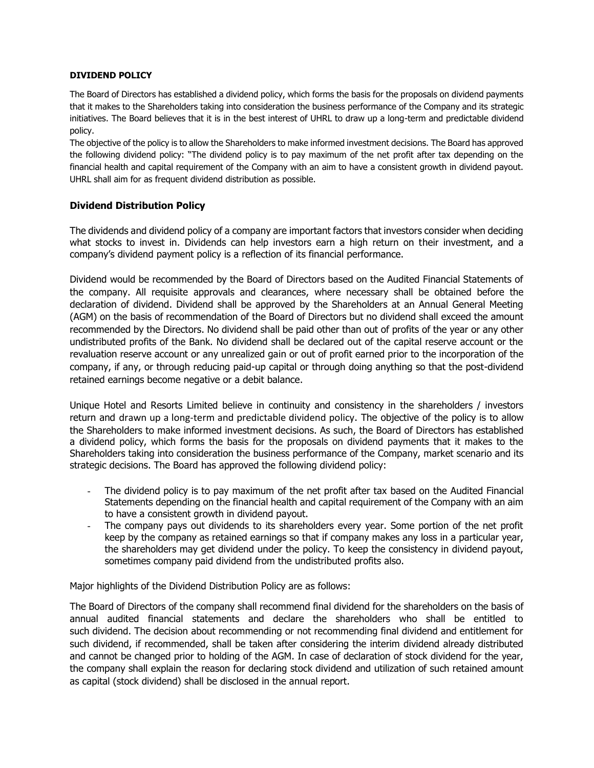## DIVIDEND POLICY

The Board of Directors has established a dividend policy, which forms the basis for the proposals on dividend payments that it makes to the Shareholders taking into consideration the business performance of the Company and its strategic initiatives. The Board believes that it is in the best interest of UHRL to draw up a long-term and predictable dividend policy.

The objective of the policy is to allow the Shareholders to make informed investment decisions. The Board has approved the following dividend policy: "The dividend policy is to pay maximum of the net profit after tax depending on the financial health and capital requirement of the Company with an aim to have a consistent growth in dividend payout. UHRL shall aim for as frequent dividend distribution as possible.

### Dividend Distribution Policy

The dividends and dividend policy of a company are important factors that investors consider when deciding what stocks to invest in. Dividends can help investors earn a high return on their investment, and a company's dividend payment policy is a reflection of its financial performance.

Dividend would be recommended by the Board of Directors based on the Audited Financial Statements of the company. All requisite approvals and clearances, where necessary shall be obtained before the declaration of dividend. Dividend shall be approved by the Shareholders at an Annual General Meeting (AGM) on the basis of recommendation of the Board of Directors but no dividend shall exceed the amount recommended by the Directors. No dividend shall be paid other than out of profits of the year or any other undistributed profits of the Bank. No dividend shall be declared out of the capital reserve account or the revaluation reserve account or any unrealized gain or out of profit earned prior to the incorporation of the company, if any, or through reducing paid-up capital or through doing anything so that the post-dividend retained earnings become negative or a debit balance.

Unique Hotel and Resorts Limited believe in continuity and consistency in the shareholders / investors return and drawn up a long-term and predictable dividend policy. The objective of the policy is to allow the Shareholders to make informed investment decisions. As such, the Board of Directors has established a dividend policy, which forms the basis for the proposals on dividend payments that it makes to the Shareholders taking into consideration the business performance of the Company, market scenario and its strategic decisions. The Board has approved the following dividend policy:

- The dividend policy is to pay maximum of the net profit after tax based on the Audited Financial Statements depending on the financial health and capital requirement of the Company with an aim to have a consistent growth in dividend payout.
- The company pays out dividends to its shareholders every year. Some portion of the net profit keep by the company as retained earnings so that if company makes any loss in a particular year, the shareholders may get dividend under the policy. To keep the consistency in dividend payout, sometimes company paid dividend from the undistributed profits also.

Major highlights of the Dividend Distribution Policy are as follows:

The Board of Directors of the company shall recommend final dividend for the shareholders on the basis of annual audited financial statements and declare the shareholders who shall be entitled to such dividend. The decision about recommending or not recommending final dividend and entitlement for such dividend, if recommended, shall be taken after considering the interim dividend already distributed and cannot be changed prior to holding of the AGM. In case of declaration of stock dividend for the year, the company shall explain the reason for declaring stock dividend and utilization of such retained amount as capital (stock dividend) shall be disclosed in the annual report.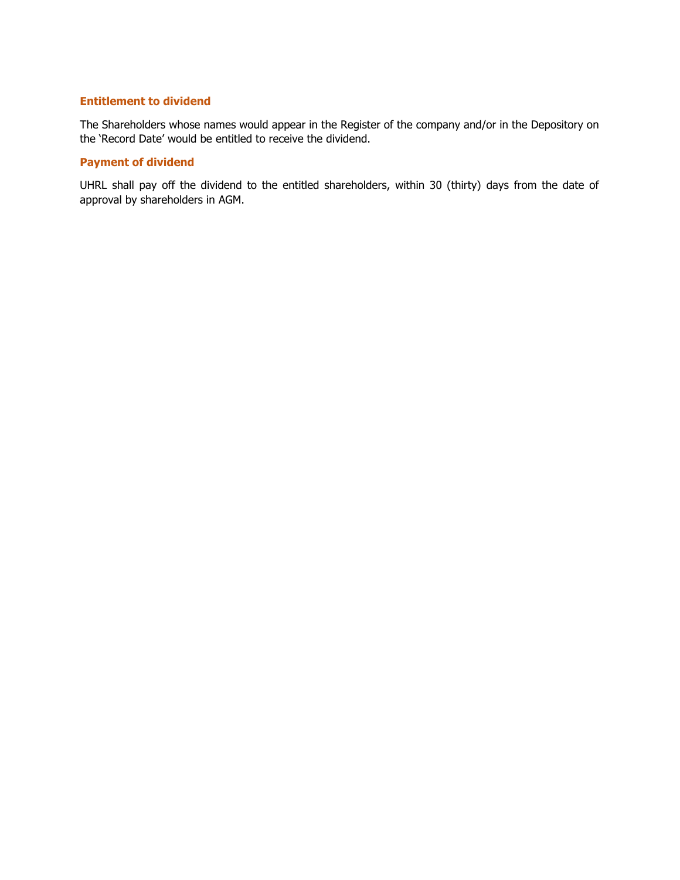### Entitlement to dividend

The Shareholders whose names would appear in the Register of the company and/or in the Depository on the 'Record Date' would be entitled to receive the dividend.

### Payment of dividend

UHRL shall pay off the dividend to the entitled shareholders, within 30 (thirty) days from the date of approval by shareholders in AGM.